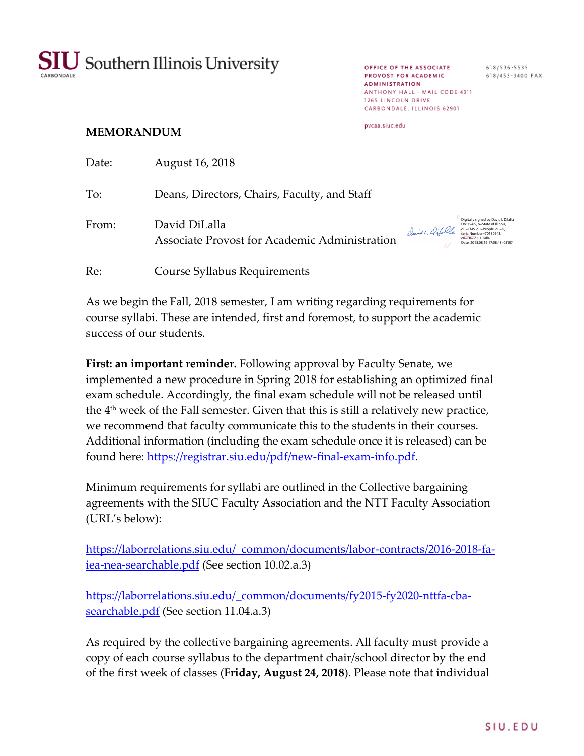**SIU** Southern Illinois University
CARBONDALE

OFFICE OF THE ASSOCIATE PROVOST FOR ACADEMIC ADMINISTRATION
ANTHONY HALL - MAIL CODE 4311
1265 LINCOLN DRIVE
CARBONDALE, ILLINOIS 62901

pvcaa.siuc.edu

618/536-5535
618/453-3400 FAX

## MEMORANDUM

Date: August 16, 2018

To: Deans, Directors, Chairs, Faculty, and Staff

From: David DiLalla
Associate Provost for Academic Administration

Digitally signed by David L Dilalla
DN: c=US, o=State of Illinois, ou=CMS, ou=People, ou=D, serialNumber=70130943, cn=David L Dilalla
Date: 2018.08.16 17:58:48 -05'00'

Re: Course Syllabus Requirements

As we begin the Fall, 2018 semester, I am writing regarding requirements for course syllabi. These are intended, first and foremost, to support the academic success of our students.

**First: an important reminder.** Following approval by Faculty Senate, we implemented a new procedure in Spring 2018 for establishing an optimized final exam schedule. Accordingly, the final exam schedule will not be released until the 4th week of the Fall semester. Given that this is still a relatively new practice, we recommend that faculty communicate this to the students in their courses. Additional information (including the exam schedule once it is released) can be found here: https://registrar.siu.edu/pdf/new-final-exam-info.pdf.

Minimum requirements for syllabi are outlined in the Collective bargaining agreements with the SIUC Faculty Association and the NTT Faculty Association (URL's below):

https://laborrelations.siu.edu/_common/documents/labor-contracts/2016-2018-fa-iea-nea-searchable.pdf (See section 10.02.a.3)

https://laborrelations.siu.edu/_common/documents/fy2015-fy2020-nttfa-cba-searchable.pdf (See section 11.04.a.3)

As required by the collective bargaining agreements. All faculty must provide a copy of each course syllabus to the department chair/school director by the end of the first week of classes (**Friday, August 24, 2018**). Please note that individual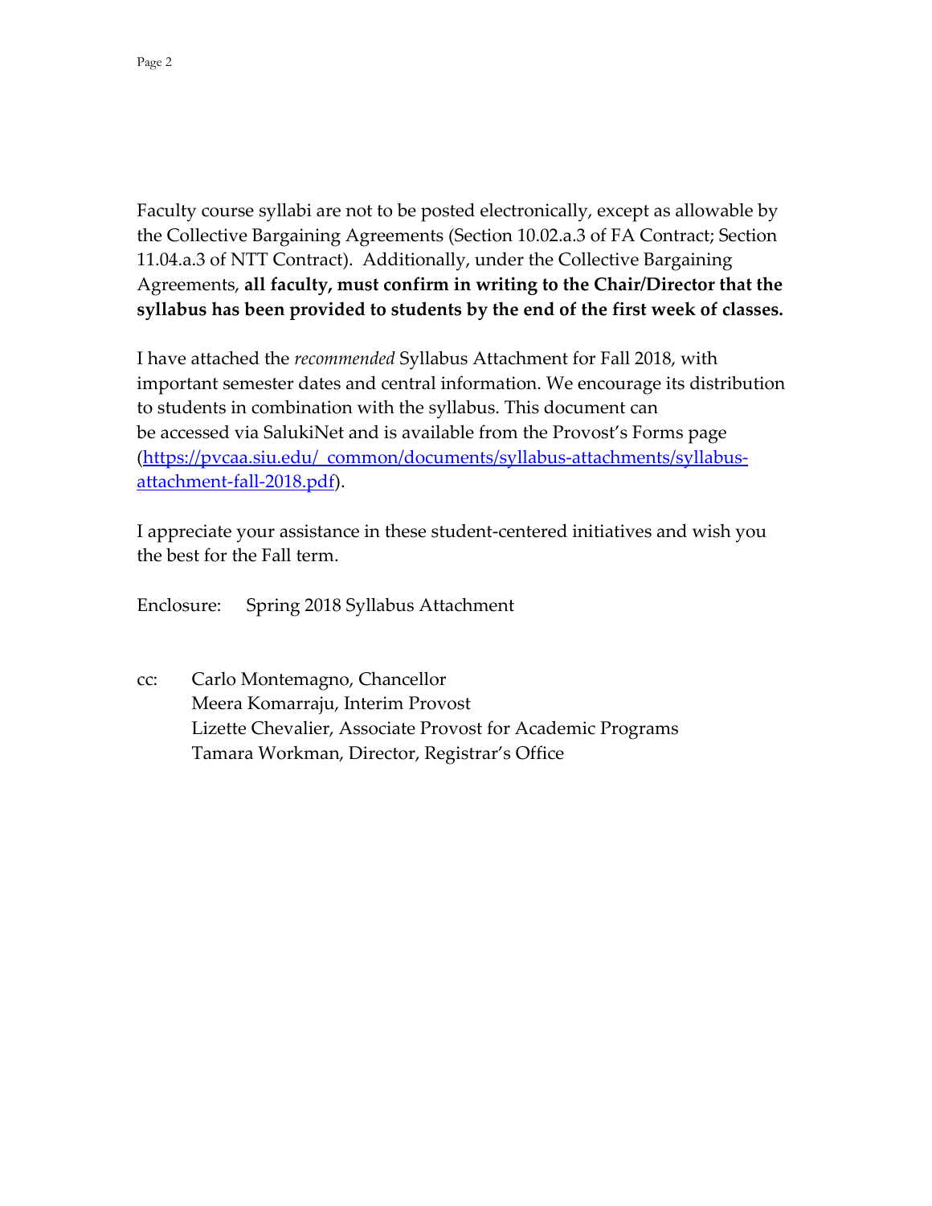Faculty course syllabi are not to be posted electronically, except as allowable by the Collective Bargaining Agreements (Section 10.02.a.3 of FA Contract; Section 11.04.a.3 of NTT Contract). Additionally, under the Collective Bargaining Agreements, **all faculty, must confirm in writing to the Chair/Director that the syllabus has been provided to students by the end of the first week of classes.**

I have attached the *recommended* Syllabus Attachment for Fall 2018, with important semester dates and central information. We encourage its distribution to students in combination with the syllabus. This document can be accessed via SalukiNet and is available from the Provost's Forms page ([https://pvcaa.siu.edu/_common/documents/syllabus-attachments/syllabus-attachment-fall-2018.pdf](https://pvcaa.siu.edu/_common/documents/syllabus-attachments/syllabus-attachment-fall-2018.pdf)).

I appreciate your assistance in these student-centered initiatives and wish you the best for the Fall term.

Enclosure: Spring 2018 Syllabus Attachment

cc: Carlo Montemagno, Chancellor
Meera Komarraju, Interim Provost
Lizette Chevalier, Associate Provost for Academic Programs
Tamara Workman, Director, Registrar's Office